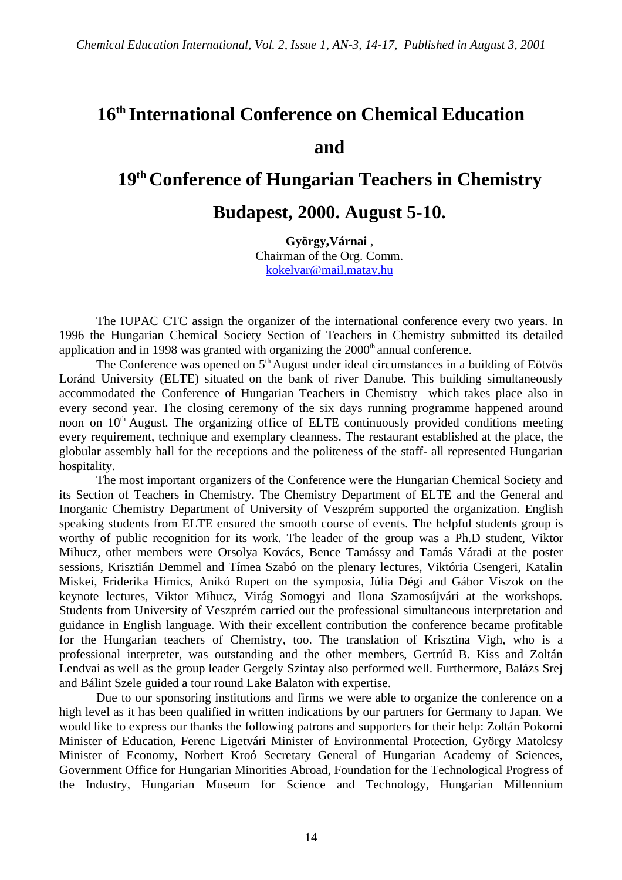# 16th International Conference on Chemical Education

# and

# 19th Conference of Hungarian Teachers in Chemistry

# Budapest, 2000. August 5-10.

**György,Várnai** ,  
Chairman of the Org. Comm.  
kokelvar@mail.matav.hu

The IUPAC CTC assign the organizer of the international conference every two years. In 1996 the Hungarian Chemical Society Section of Teachers in Chemistry submitted its detailed application and in 1998 was granted with organizing the 2000th annual conference.

The Conference was opened on 5th August under ideal circumstances in a building of Eötvös Loránd University (ELTE) situated on the bank of river Danube. This building simultaneously accommodated the Conference of Hungarian Teachers in Chemistry which takes place also in every second year. The closing ceremony of the six days running programme happened around noon on 10th August. The organizing office of ELTE continuously provided conditions meeting every requirement, technique and exemplary cleanness. The restaurant established at the place, the globular assembly hall for the receptions and the politeness of the staff- all represented Hungarian hospitality.

The most important organizers of the Conference were the Hungarian Chemical Society and its Section of Teachers in Chemistry. The Chemistry Department of ELTE and the General and Inorganic Chemistry Department of University of Veszprém supported the organization. English speaking students from ELTE ensured the smooth course of events. The helpful students group is worthy of public recognition for its work. The leader of the group was a Ph.D student, Viktor Mihucz, other members were Orsolya Kovács, Bence Tamássy and Tamás Váradi at the poster sessions, Krisztián Demmel and Tímea Szabó on the plenary lectures, Viktória Csengeri, Katalin Miskei, Friderika Himics, Anikó Rupert on the symposia, Júlia Dégi and Gábor Viszok on the keynote lectures, Viktor Mihucz, Virág Somogyi and Ilona Szamosújvári at the workshops. Students from University of Veszprém carried out the professional simultaneous interpretation and guidance in English language. With their excellent contribution the conference became profitable for the Hungarian teachers of Chemistry, too. The translation of Krisztina Vigh, who is a professional interpreter, was outstanding and the other members, Gertrúd B. Kiss and Zoltán Lendvai as well as the group leader Gergely Szintay also performed well. Furthermore, Balázs Srej and Bálint Szele guided a tour round Lake Balaton with expertise.

Due to our sponsoring institutions and firms we were able to organize the conference on a high level as it has been qualified in written indications by our partners for Germany to Japan. We would like to express our thanks the following patrons and supporters for their help: Zoltán Pokorni Minister of Education, Ferenc Ligetvári Minister of Environmental Protection, György Matolcsy Minister of Economy, Norbert Kroó Secretary General of Hungarian Academy of Sciences, Government Office for Hungarian Minorities Abroad, Foundation for the Technological Progress of the Industry, Hungarian Museum for Science and Technology, Hungarian Millennium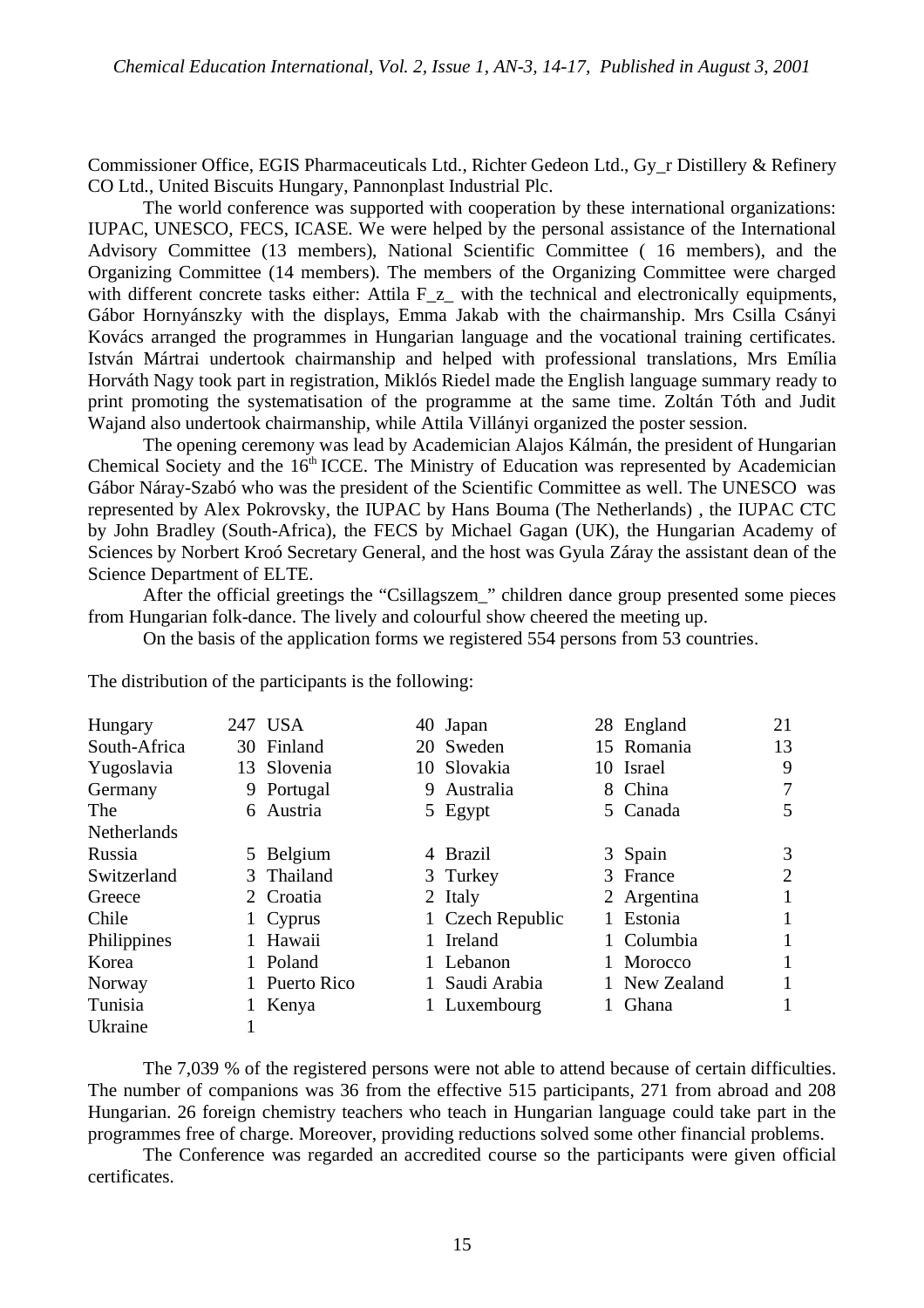Commissioner Office, EGIS Pharmaceuticals Ltd., Richter Gedeon Ltd., Gy_r Distillery & Refinery CO Ltd., United Biscuits Hungary, Pannonplast Industrial Plc.

The world conference was supported with cooperation by these international organizations: IUPAC, UNESCO, FECS, ICASE. We were helped by the personal assistance of the International Advisory Committee (13 members), National Scientific Committee ( 16 members), and the Organizing Committee (14 members). The members of the Organizing Committee were charged with different concrete tasks either: Attila F_z_ with the technical and electronically equipments, Gábor Hornyánszky with the displays, Emma Jakab with the chairmanship. Mrs Csilla Csányi Kovács arranged the programmes in Hungarian language and the vocational training certificates. István Mártrai undertook chairmanship and helped with professional translations, Mrs Emília Horváth Nagy took part in registration, Miklós Riedel made the English language summary ready to print promoting the systematisation of the programme at the same time. Zoltán Tóth and Judit Wajand also undertook chairmanship, while Attila Villányi organized the poster session.

The opening ceremony was lead by Academician Alajos Kálmán, the president of Hungarian Chemical Society and the 16th ICCE. The Ministry of Education was represented by Academician Gábor Náray-Szabó who was the president of the Scientific Committee as well. The UNESCO was represented by Alex Pokrovsky, the IUPAC by Hans Bouma (The Netherlands) , the IUPAC CTC by John Bradley (South-Africa), the FECS by Michael Gagan (UK), the Hungarian Academy of Sciences by Norbert Kroó Secretary General, and the host was Gyula Záray the assistant dean of the Science Department of ELTE.

After the official greetings the "Csillagszem_" children dance group presented some pieces from Hungarian folk-dance. The lively and colourful show cheered the meeting up.

On the basis of the application forms we registered 554 persons from 53 countries.

The distribution of the participants is the following:

| | | | | | | | | | |
|---|---|---|---|---|---|---|---|---|---|
| Hungary | 247 | USA | 40 | Japan | 28 | England | 21 | | |
| South-Africa | 30 | Finland | 20 | Sweden | 15 | Romania | 13 | | |
| Yugoslavia | 13 | Slovenia | 10 | Slovakia | 10 | Israel | 9 | | |
| Germany | 9 | Portugal | 9 | Australia | 8 | China | 7 | | |
| The Netherlands | 6 | Austria | 5 | Egypt | 5 | Canada | 5 | | |
| Russia | 5 | Belgium | 4 | Brazil | 3 | Spain | 3 | | |
| Switzerland | 3 | Thailand | 3 | Turkey | 3 | France | 2 | | |
| Greece | 2 | Croatia | 2 | Italy | 2 | Argentina | 1 | | |
| Chile | 1 | Cyprus | 1 | Czech Republic | 1 | Estonia | 1 | | |
| Philippines | 1 | Hawaii | 1 | Ireland | 1 | Columbia | 1 | | |
| Korea | 1 | Poland | 1 | Lebanon | 1 | Morocco | 1 | | |
| Norway | 1 | Puerto Rico | 1 | Saudi Arabia | 1 | New Zealand | 1 | | |
| Tunisia | 1 | Kenya | 1 | Luxembourg | 1 | Ghana | 1 | | |
| Ukraine | 1 | | | | | | | | |

The 7,039 % of the registered persons were not able to attend because of certain difficulties. The number of companions was 36 from the effective 515 participants, 271 from abroad and 208 Hungarian. 26 foreign chemistry teachers who teach in Hungarian language could take part in the programmes free of charge. Moreover, providing reductions solved some other financial problems.

The Conference was regarded an accredited course so the participants were given official certificates.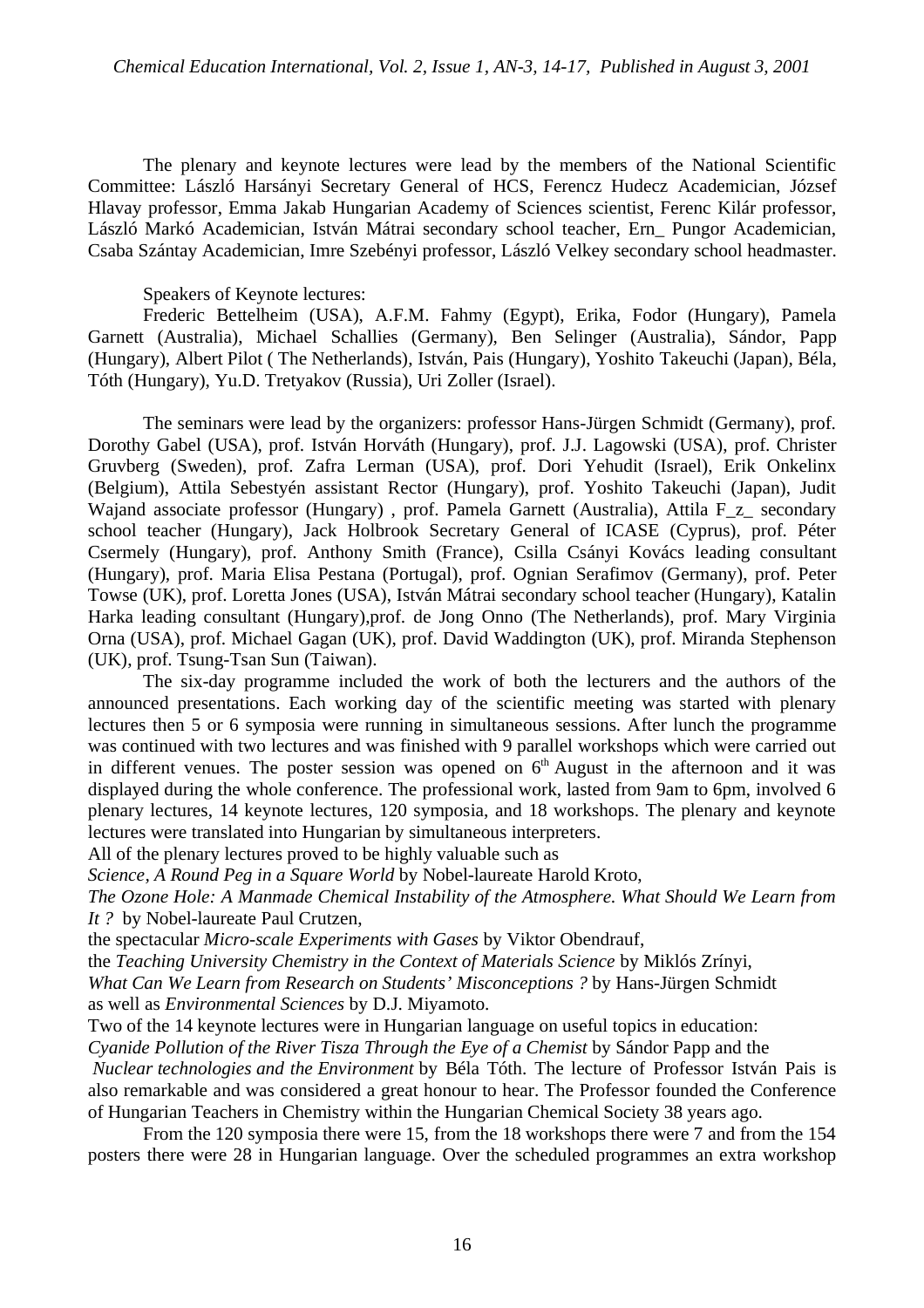The plenary and keynote lectures were lead by the members of the National Scientific Committee: László Harsányi Secretary General of HCS, Ferencz Hudecz Academician, József Hlavay professor, Emma Jakab Hungarian Academy of Sciences scientist, Ferenc Kilár professor, László Markó Academician, István Mátrai secondary school teacher, Ern_ Pungor Academician, Csaba Szántay Academician, Imre Szebényi professor, László Velkey secondary school headmaster.

Speakers of Keynote lectures:

Frederic Bettelheim (USA), A.F.M. Fahmy (Egypt), Erika, Fodor (Hungary), Pamela Garnett (Australia), Michael Schallies (Germany), Ben Selinger (Australia), Sándor, Papp (Hungary), Albert Pilot ( The Netherlands), István, Pais (Hungary), Yoshito Takeuchi (Japan), Béla, Tóth (Hungary), Yu.D. Tretyakov (Russia), Uri Zoller (Israel).

The seminars were lead by the organizers: professor Hans-Jürgen Schmidt (Germany), prof. Dorothy Gabel (USA), prof. István Horváth (Hungary), prof. J.J. Lagowski (USA), prof. Christer Gruvberg (Sweden), prof. Zafra Lerman (USA), prof. Dori Yehudit (Israel), Erik Onkelinx (Belgium), Attila Sebestyén assistant Rector (Hungary), prof. Yoshito Takeuchi (Japan), Judit Wajand associate professor (Hungary) , prof. Pamela Garnett (Australia), Attila F_z_ secondary school teacher (Hungary), Jack Holbrook Secretary General of ICASE (Cyprus), prof. Péter Csermely (Hungary), prof. Anthony Smith (France), Csilla Csányi Kovács leading consultant (Hungary), prof. Maria Elisa Pestana (Portugal), prof. Ognian Serafimov (Germany), prof. Peter Towse (UK), prof. Loretta Jones (USA), István Mátrai secondary school teacher (Hungary), Katalin Harka leading consultant (Hungary),prof. de Jong Onno (The Netherlands), prof. Mary Virginia Orna (USA), prof. Michael Gagan (UK), prof. David Waddington (UK), prof. Miranda Stephenson (UK), prof. Tsung-Tsan Sun (Taiwan).

The six-day programme included the work of both the lecturers and the authors of the announced presentations. Each working day of the scientific meeting was started with plenary lectures then 5 or 6 symposia were running in simultaneous sessions. After lunch the programme was continued with two lectures and was finished with 9 parallel workshops which were carried out in different venues. The poster session was opened on 6th August in the afternoon and it was displayed during the whole conference. The professional work, lasted from 9am to 6pm, involved 6 plenary lectures, 14 keynote lectures, 120 symposia, and 18 workshops. The plenary and keynote lectures were translated into Hungarian by simultaneous interpreters.

All of the plenary lectures proved to be highly valuable such as

*Science, A Round Peg in a Square World* by Nobel-laureate Harold Kroto,

*The Ozone Hole: A Manmade Chemical Instability of the Atmosphere. What Should We Learn from It ?* by Nobel-laureate Paul Crutzen,

the spectacular *Micro-scale Experiments with Gases* by Viktor Obendrauf,

the *Teaching University Chemistry in the Context of Materials Science* by Miklós Zrínyi,

*What Can We Learn from Research on Students' Misconceptions ?* by Hans-Jürgen Schmidt

as well as *Environmental Sciences* by D.J. Miyamoto.

Two of the 14 keynote lectures were in Hungarian language on useful topics in education:

*Cyanide Pollution of the River Tisza Through the Eye of a Chemist* by Sándor Papp and the

*Nuclear technologies and the Environment* by Béla Tóth. The lecture of Professor István Pais is also remarkable and was considered a great honour to hear. The Professor founded the Conference of Hungarian Teachers in Chemistry within the Hungarian Chemical Society 38 years ago.

From the 120 symposia there were 15, from the 18 workshops there were 7 and from the 154 posters there were 28 in Hungarian language. Over the scheduled programmes an extra workshop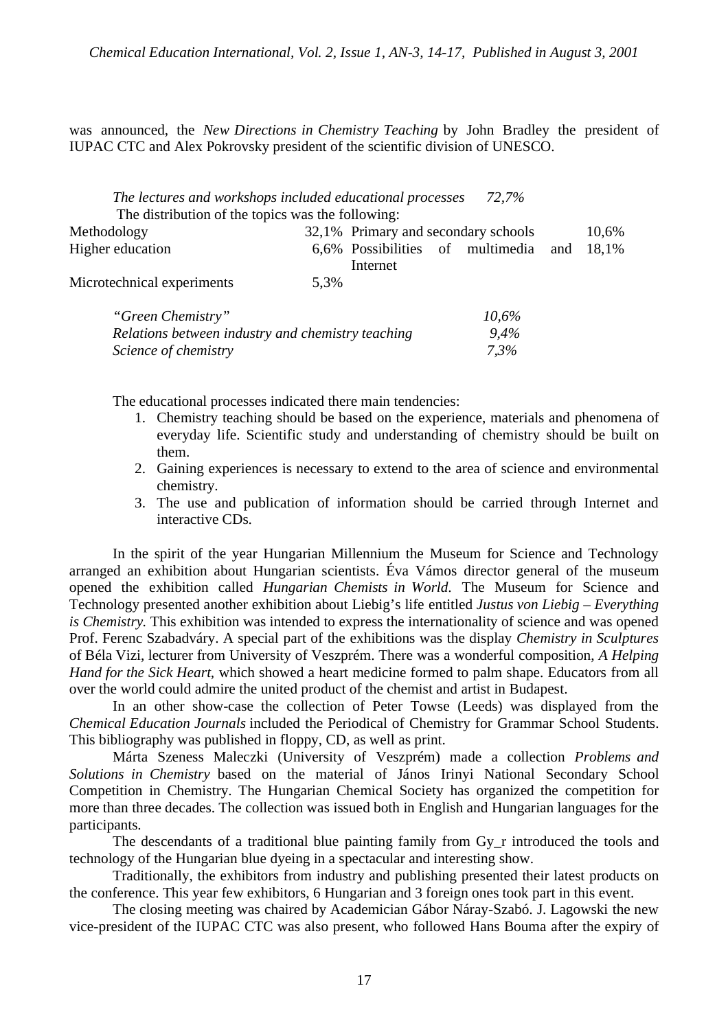was announced, the *New Directions in Chemistry Teaching* by John Bradley the president of IUPAC CTC and Alex Pokrovsky president of the scientific division of UNESCO.

*The lectures and workshops included educational processes 72,7%*

The distribution of the topics was the following:

| | | | |
|---|---|---|---|
| Methodology | 32,1% | Primary and secondary schools | 10,6% |
| Higher education | 6,6% | Possibilities of multimedia and Internet | 18,1% |
| Microtechnical experiments | 5,3% | | |

| | |
|---|---|
| *"Green Chemistry"* | *10,6%* |
| *Relations between industry and chemistry teaching* | *9,4%* |
| *Science of chemistry* | *7,3%* |

The educational processes indicated there main tendencies:

1. Chemistry teaching should be based on the experience, materials and phenomena of everyday life. Scientific study and understanding of chemistry should be built on them.
2. Gaining experiences is necessary to extend to the area of science and environmental chemistry.
3. The use and publication of information should be carried through Internet and interactive CDs.

In the spirit of the year Hungarian Millennium the Museum for Science and Technology arranged an exhibition about Hungarian scientists. Éva Vámos director general of the museum opened the exhibition called *Hungarian Chemists in World.* The Museum for Science and Technology presented another exhibition about Liebig's life entitled *Justus von Liebig – Everything is Chemistry.* This exhibition was intended to express the internationality of science and was opened Prof. Ferenc Szabadváry. A special part of the exhibitions was the display *Chemistry in Sculptures* of Béla Vizi, lecturer from University of Veszprém. There was a wonderful composition, *A Helping Hand for the Sick Heart,* which showed a heart medicine formed to palm shape. Educators from all over the world could admire the united product of the chemist and artist in Budapest.

In an other show-case the collection of Peter Towse (Leeds) was displayed from the *Chemical Education Journals* included the Periodical of Chemistry for Grammar School Students. This bibliography was published in floppy, CD, as well as print.

Márta Szeness Maleczki (University of Veszprém) made a collection *Problems and Solutions in Chemistry* based on the material of János Irinyi National Secondary School Competition in Chemistry. The Hungarian Chemical Society has organized the competition for more than three decades. The collection was issued both in English and Hungarian languages for the participants.

The descendants of a traditional blue painting family from Gy_r introduced the tools and technology of the Hungarian blue dyeing in a spectacular and interesting show.

Traditionally, the exhibitors from industry and publishing presented their latest products on the conference. This year few exhibitors, 6 Hungarian and 3 foreign ones took part in this event.

The closing meeting was chaired by Academician Gábor Náray-Szabó. J. Lagowski the new vice-president of the IUPAC CTC was also present, who followed Hans Bouma after the expiry of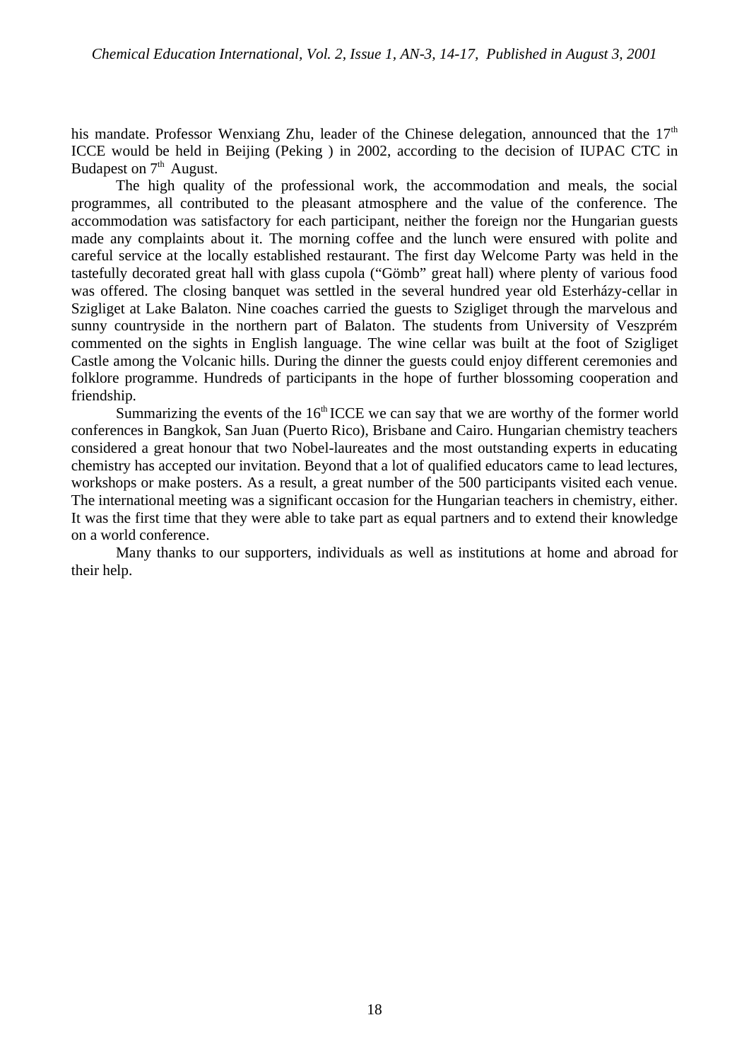his mandate. Professor Wenxiang Zhu, leader of the Chinese delegation, announced that the 17th ICCE would be held in Beijing (Peking ) in 2002, according to the decision of IUPAC CTC in Budapest on 7th August.

The high quality of the professional work, the accommodation and meals, the social programmes, all contributed to the pleasant atmosphere and the value of the conference. The accommodation was satisfactory for each participant, neither the foreign nor the Hungarian guests made any complaints about it. The morning coffee and the lunch were ensured with polite and careful service at the locally established restaurant. The first day Welcome Party was held in the tastefully decorated great hall with glass cupola ("Gömb" great hall) where plenty of various food was offered. The closing banquet was settled in the several hundred year old Esterházy-cellar in Szigliget at Lake Balaton. Nine coaches carried the guests to Szigliget through the marvelous and sunny countryside in the northern part of Balaton. The students from University of Veszprém commented on the sights in English language. The wine cellar was built at the foot of Szigliget Castle among the Volcanic hills. During the dinner the guests could enjoy different ceremonies and folklore programme. Hundreds of participants in the hope of further blossoming cooperation and friendship.

Summarizing the events of the 16th ICCE we can say that we are worthy of the former world conferences in Bangkok, San Juan (Puerto Rico), Brisbane and Cairo. Hungarian chemistry teachers considered a great honour that two Nobel-laureates and the most outstanding experts in educating chemistry has accepted our invitation. Beyond that a lot of qualified educators came to lead lectures, workshops or make posters. As a result, a great number of the 500 participants visited each venue. The international meeting was a significant occasion for the Hungarian teachers in chemistry, either. It was the first time that they were able to take part as equal partners and to extend their knowledge on a world conference.

Many thanks to our supporters, individuals as well as institutions at home and abroad for their help.